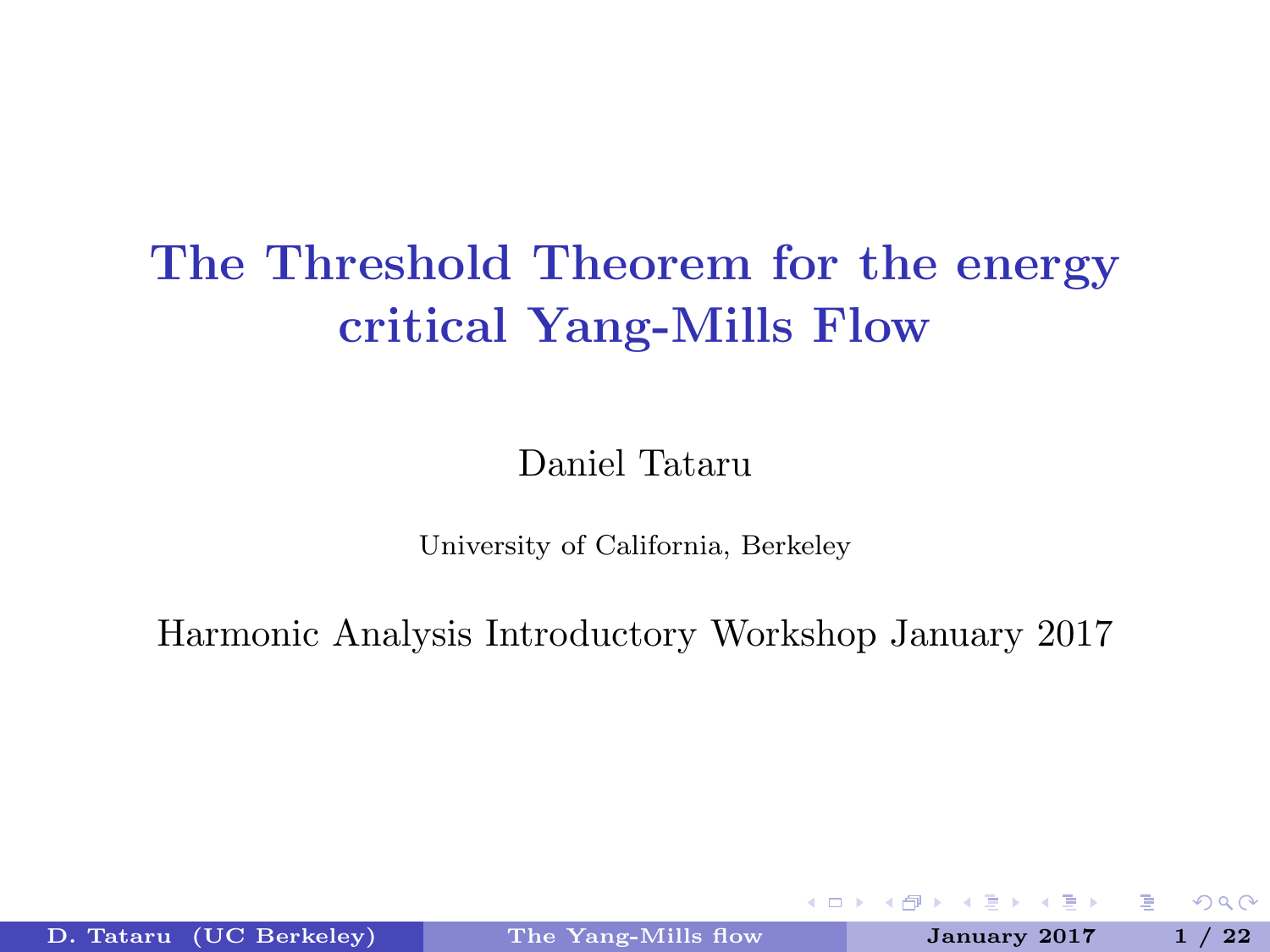# The Threshold Theorem for the energy critical Yang-Mills Flow

Daniel Tataru

University of California, Berkeley

Harmonic Analysis Introductory Workshop January 2017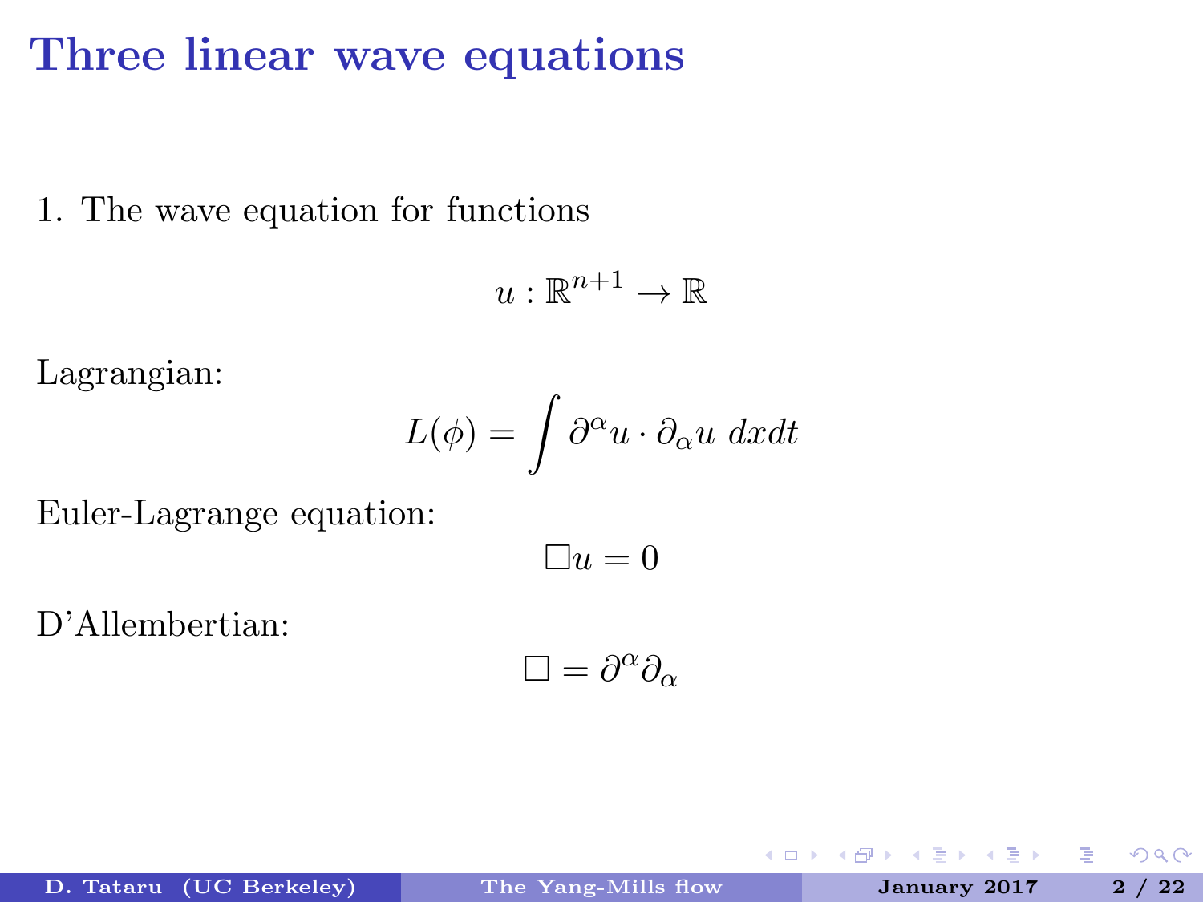# Three linear wave equations

1. The wave equation for functions

$$u : \mathbb{R}^{n+1} \to \mathbb{R}$$

Lagrangian:

$$L(\phi) = \int \partial^\alpha u \cdot \partial_\alpha u \; dxdt$$

Euler-Lagrange equation:

$$\Box u = 0$$

D'Allembertian:

$$\Box = \partial^\alpha \partial_\alpha$$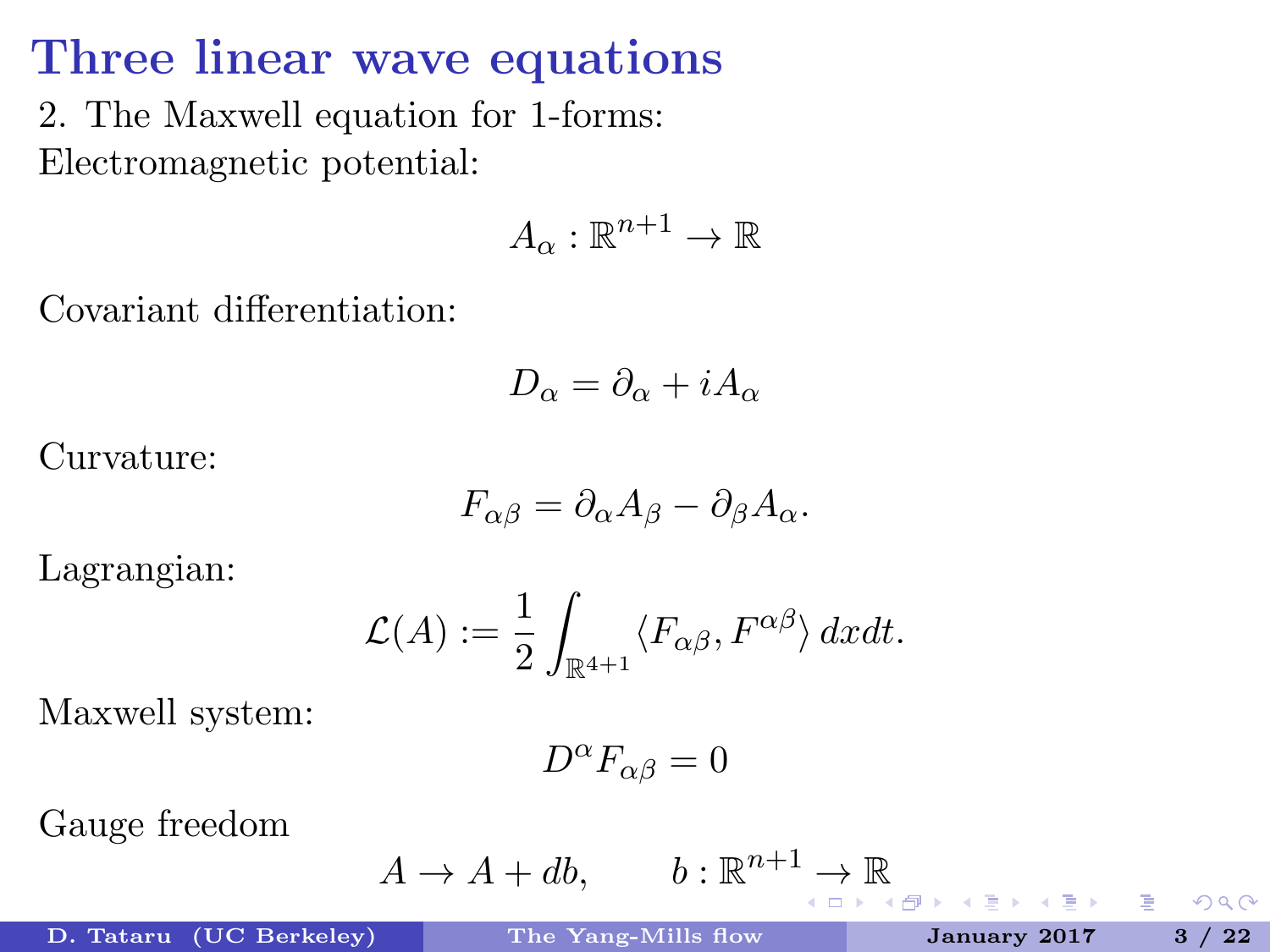# Three linear wave equations

2. The Maxwell equation for 1-forms:
Electromagnetic potential:

$$A_\alpha : \mathbb{R}^{n+1} \to \mathbb{R}$$

Covariant differentiation:

$$D_\alpha = \partial_\alpha + iA_\alpha$$

Curvature:

$$F_{\alpha\beta} = \partial_\alpha A_\beta - \partial_\beta A_\alpha.$$

Lagrangian:

$$\mathcal{L}(A) := \frac{1}{2} \int_{\mathbb{R}^{4+1}} \langle F_{\alpha\beta}, F^{\alpha\beta} \rangle \, dxdt.$$

Maxwell system:

$$D^\alpha F_{\alpha\beta} = 0$$

Gauge freedom

$$A \to A + db, \qquad b : \mathbb{R}^{n+1} \to \mathbb{R}$$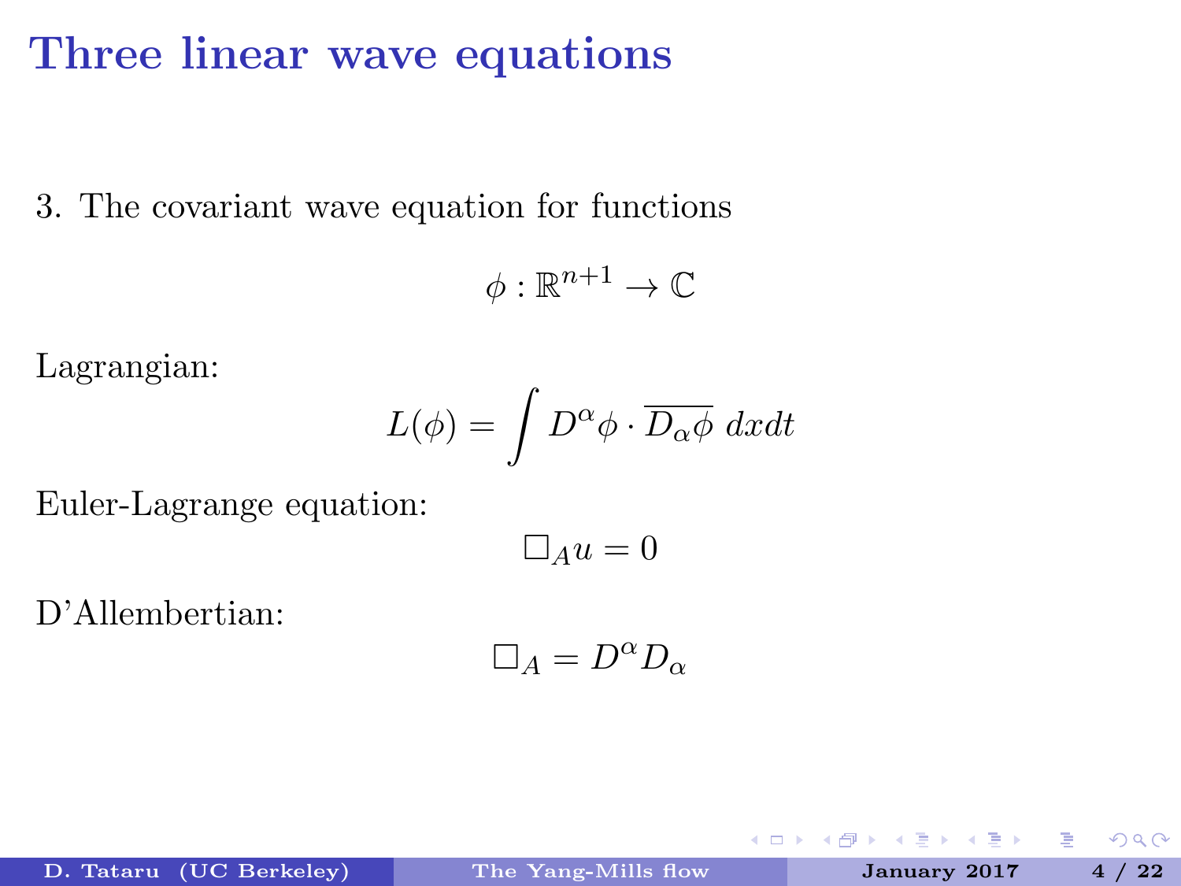# Three linear wave equations

3. The covariant wave equation for functions

$$\phi : \mathbb{R}^{n+1} \to \mathbb{C}$$

Lagrangian:

$$L(\phi) = \int D^\alpha \phi \cdot \overline{D_\alpha \phi} \, dxdt$$

Euler-Lagrange equation:

$$\Box_A u = 0$$

D'Allembertian:

$$\Box_A = D^\alpha D_\alpha$$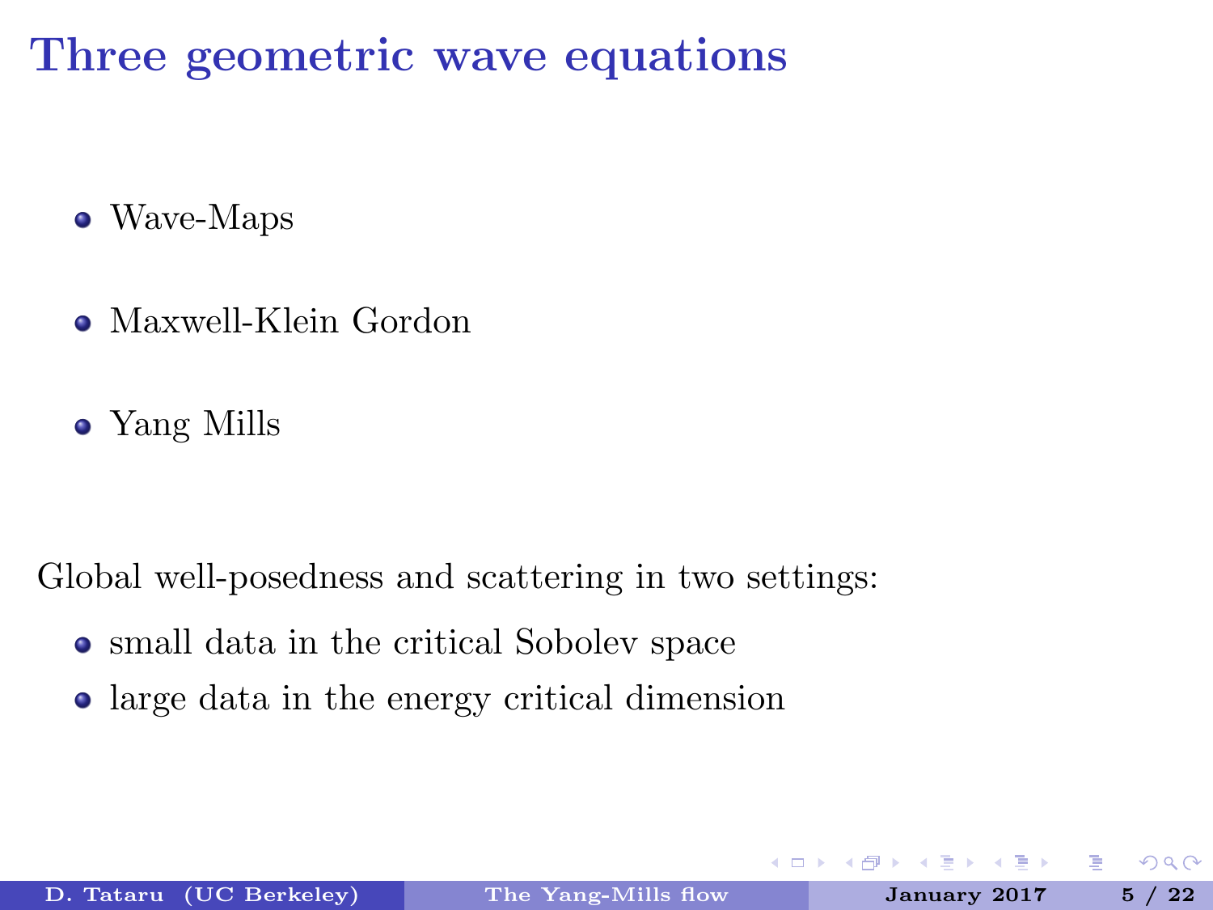# Three geometric wave equations

- Wave-Maps
- Maxwell-Klein Gordon
- Yang Mills

Global well-posedness and scattering in two settings:

- small data in the critical Sobolev space
- large data in the energy critical dimension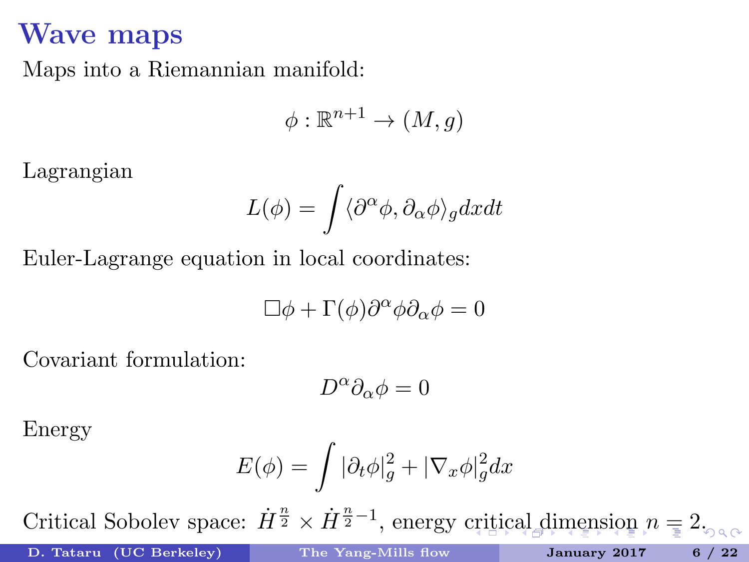# Wave maps

Maps into a Riemannian manifold:

$$\phi : \mathbb{R}^{n+1} \to (M, g)$$

Lagrangian

$$L(\phi) = \int \langle \partial^\alpha \phi, \partial_\alpha \phi \rangle_g dx dt$$

Euler-Lagrange equation in local coordinates:

$$\Box \phi + \Gamma(\phi) \partial^\alpha \phi \partial_\alpha \phi = 0$$

Covariant formulation:

$$D^\alpha \partial_\alpha \phi = 0$$

Energy

$$E(\phi) = \int |\partial_t \phi|_g^2 + |\nabla_x \phi|_g^2 dx$$

Critical Sobolev space: $\dot{H}^{\frac{n}{2}} \times \dot{H}^{\frac{n}{2}-1}$, energy critical dimension $n = 2$.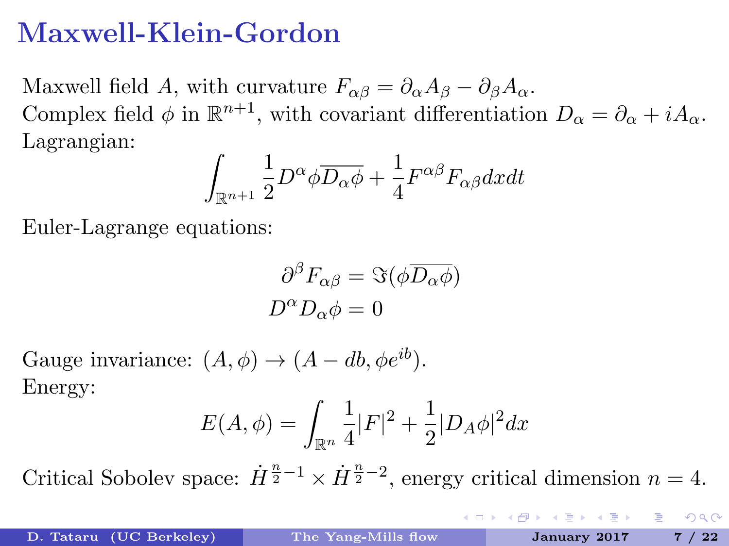# Maxwell-Klein-Gordon

Maxwell field $A$, with curvature $F_{\alpha\beta} = \partial_\alpha A_\beta - \partial_\beta A_\alpha$.
Complex field $\phi$ in $\mathbb{R}^{n+1}$, with covariant differentiation $D_\alpha = \partial_\alpha + iA_\alpha$.
Lagrangian:

$$\int_{\mathbb{R}^{n+1}} \frac{1}{2} D^\alpha \phi \overline{D_\alpha \phi} + \frac{1}{4} F^{\alpha\beta} F_{\alpha\beta} dx dt$$

Euler-Lagrange equations:

$$\partial^\beta F_{\alpha\beta} = \Im(\phi \overline{D_\alpha \phi})$$
$$D^\alpha D_\alpha \phi = 0$$

Gauge invariance: $(A, \phi) \to (A - db, \phi e^{ib})$.
Energy:

$$E(A, \phi) = \int_{\mathbb{R}^n} \frac{1}{4} |F|^2 + \frac{1}{2} |D_A \phi|^2 dx$$

Critical Sobolev space: $\dot{H}^{\frac{n}{2}-1} \times \dot{H}^{\frac{n}{2}-2}$, energy critical dimension $n = 4$.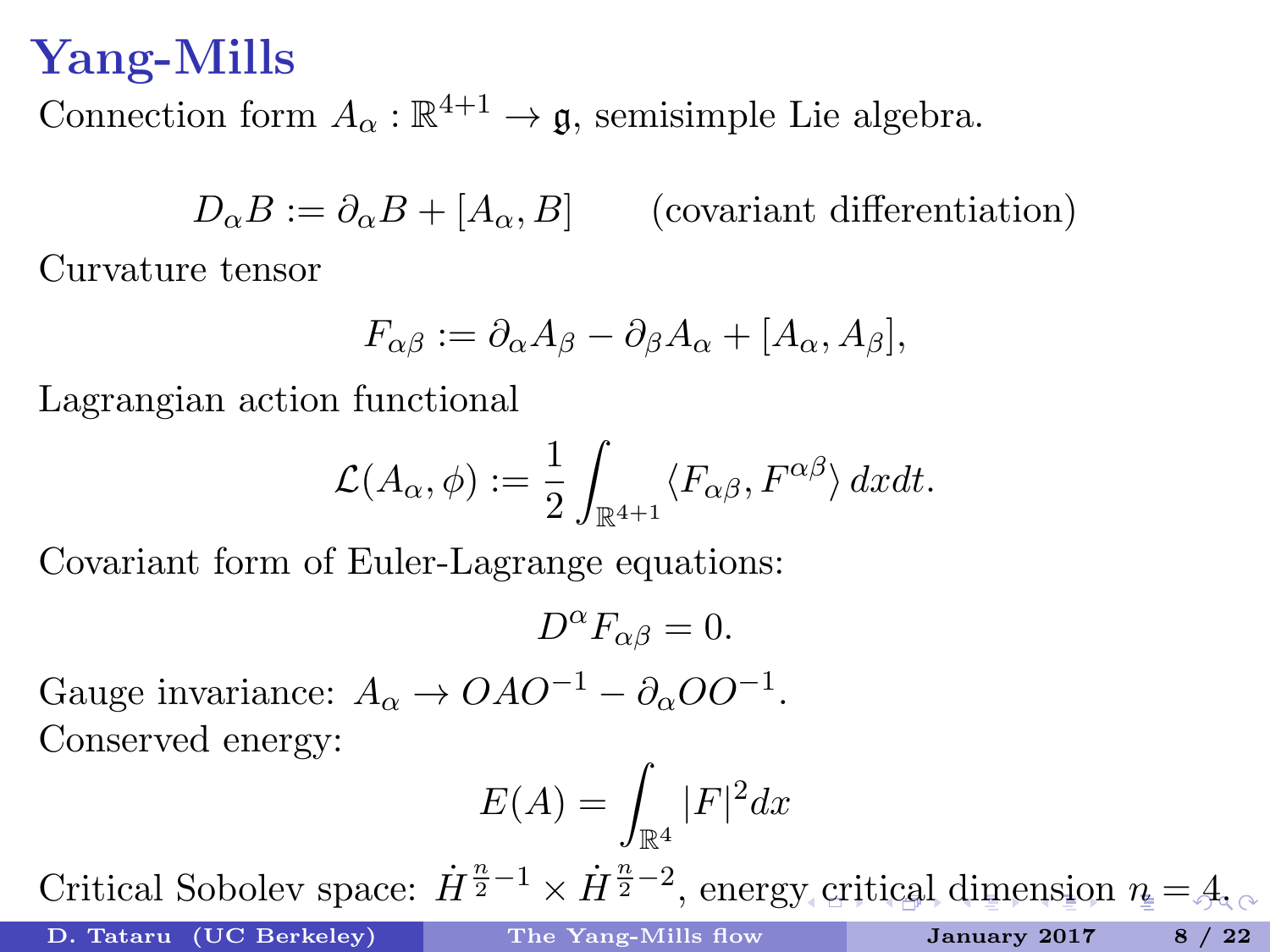# Yang-Mills

Connection form $A_\alpha : \mathbb{R}^{4+1} \to \mathfrak{g}$, semisimple Lie algebra.

$$D_\alpha B := \partial_\alpha B + [A_\alpha, B] \qquad \text{(covariant differentiation)}$$

Curvature tensor

$$F_{\alpha\beta} := \partial_\alpha A_\beta - \partial_\beta A_\alpha + [A_\alpha, A_\beta],$$

Lagrangian action functional

$$\mathcal{L}(A_\alpha, \phi) := \frac{1}{2} \int_{\mathbb{R}^{4+1}} \langle F_{\alpha\beta}, F^{\alpha\beta} \rangle \, dxdt.$$

Covariant form of Euler-Lagrange equations:

$$D^\alpha F_{\alpha\beta} = 0.$$

Gauge invariance: $A_\alpha \to OAO^{-1} - \partial_\alpha O O^{-1}$.

Conserved energy:

$$E(A) = \int_{\mathbb{R}^4} |F|^2 dx$$

Critical Sobolev space: $\dot{H}^{\frac{n}{2}-1} \times \dot{H}^{\frac{n}{2}-2}$, energy critical dimension $n = 4$.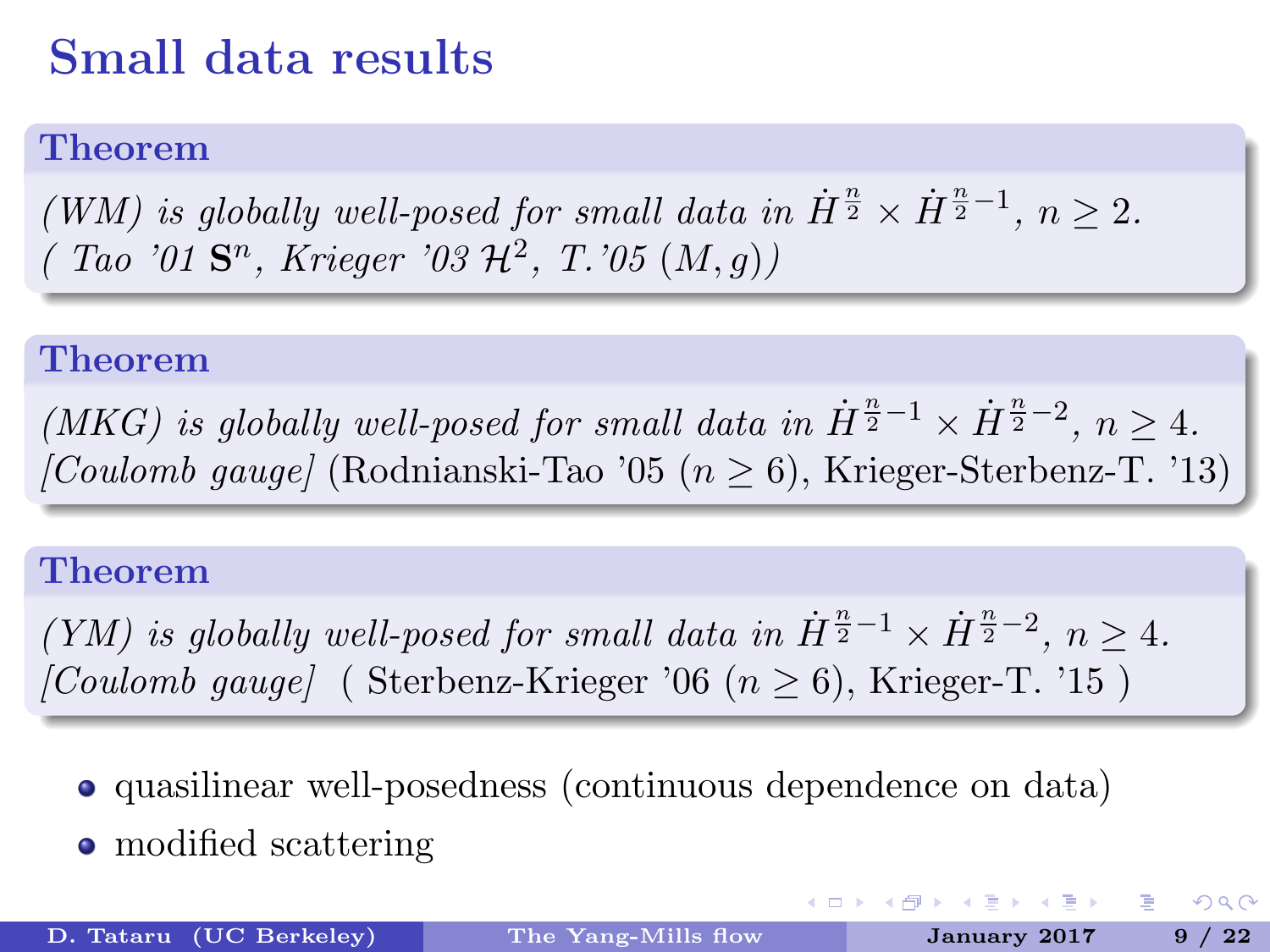# Small data results

**Theorem**

*(WM) is globally well-posed for small data in $\dot{H}^{\frac{n}{2}} \times \dot{H}^{\frac{n}{2}-1}$, $n \geq 2$.*
*( Tao '01 $\mathbf{S}^n$, Krieger '03 $\mathcal{H}^2$, T.'05 $(M, g)$)*

**Theorem**

*(MKG) is globally well-posed for small data in $\dot{H}^{\frac{n}{2}-1} \times \dot{H}^{\frac{n}{2}-2}$, $n \geq 4$.*
*[Coulomb gauge]* (Rodnianski-Tao '05 ($n \geq 6$), Krieger-Sterbenz-T. '13)

**Theorem**

*(YM) is globally well-posed for small data in $\dot{H}^{\frac{n}{2}-1} \times \dot{H}^{\frac{n}{2}-2}$, $n \geq 4$.*
*[Coulomb gauge]* ( Sterbenz-Krieger '06 ($n \geq 6$), Krieger-T. '15 )

- quasilinear well-posedness (continuous dependence on data)
- modified scattering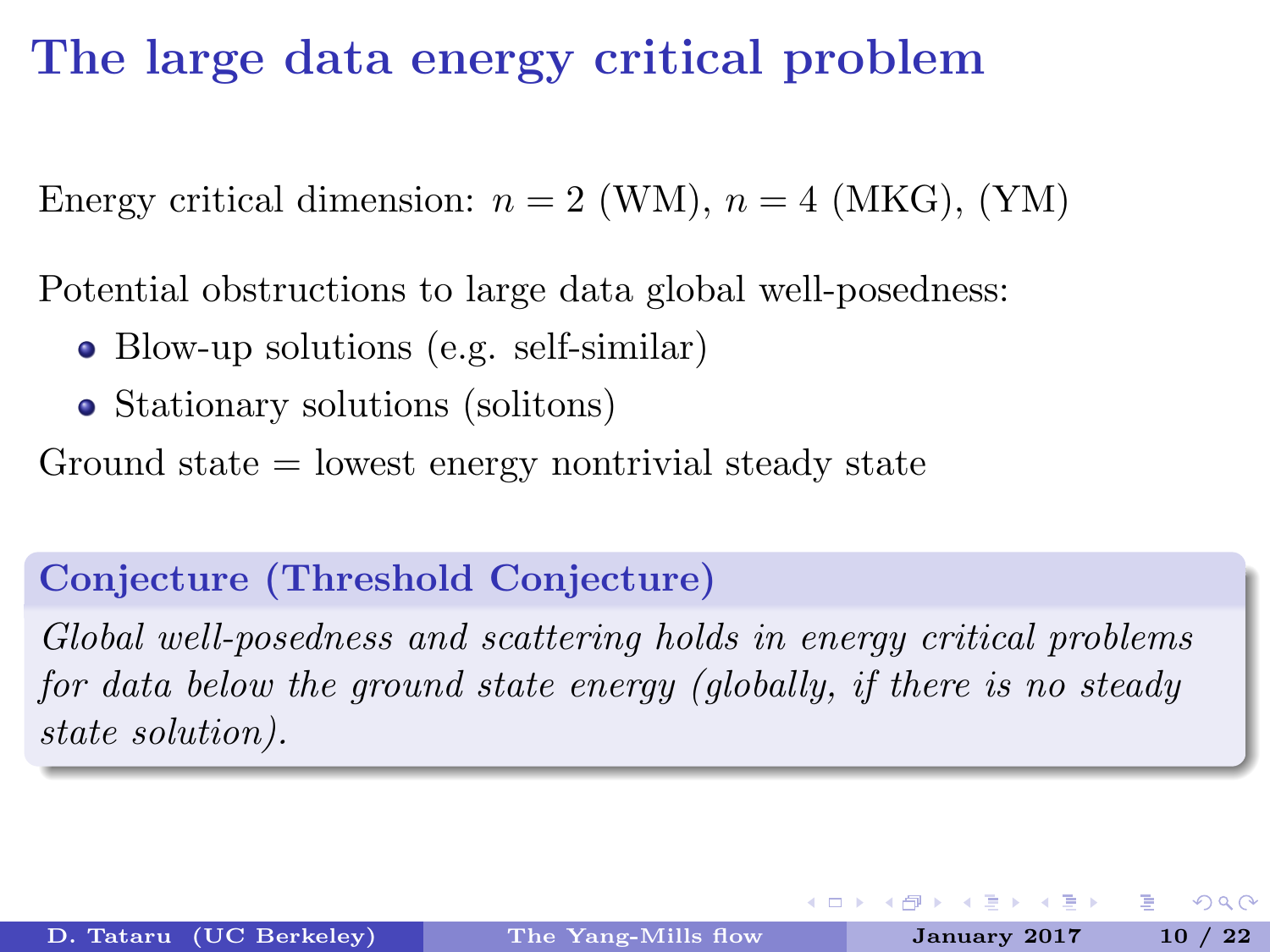# The large data energy critical problem

Energy critical dimension: $n = 2$ (WM), $n = 4$ (MKG), (YM)

Potential obstructions to large data global well-posedness:

- Blow-up solutions (e.g. self-similar)
- Stationary solutions (solitons)

Ground state = lowest energy nontrivial steady state

**Conjecture (Threshold Conjecture)**

*Global well-posedness and scattering holds in energy critical problems for data below the ground state energy (globally, if there is no steady state solution).*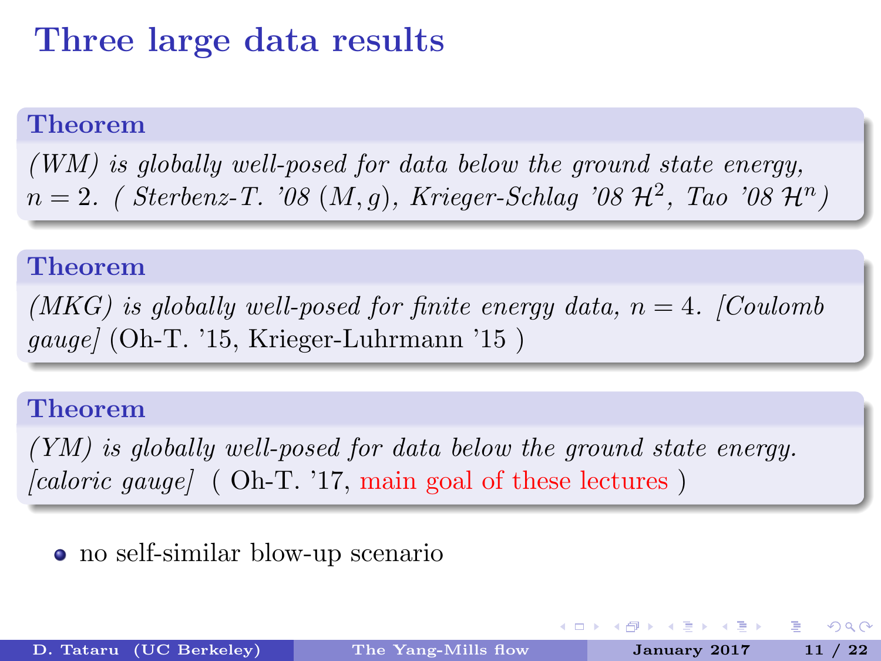# Three large data results

**Theorem**

*(WM) is globally well-posed for data below the ground state energy, $n = 2$. ( Sterbenz-T. '08 $(M, g)$, Krieger-Schlag '08 $\mathcal{H}^2$, Tao '08 $\mathcal{H}^n$)*

**Theorem**

*(MKG) is globally well-posed for finite energy data, $n = 4$. [Coulomb gauge]* (Oh-T. '15, Krieger-Luhrmann '15 )

**Theorem**

*(YM) is globally well-posed for data below the ground state energy. [caloric gauge]* ( Oh-T. '17, main goal of these lectures )

- no self-similar blow-up scenario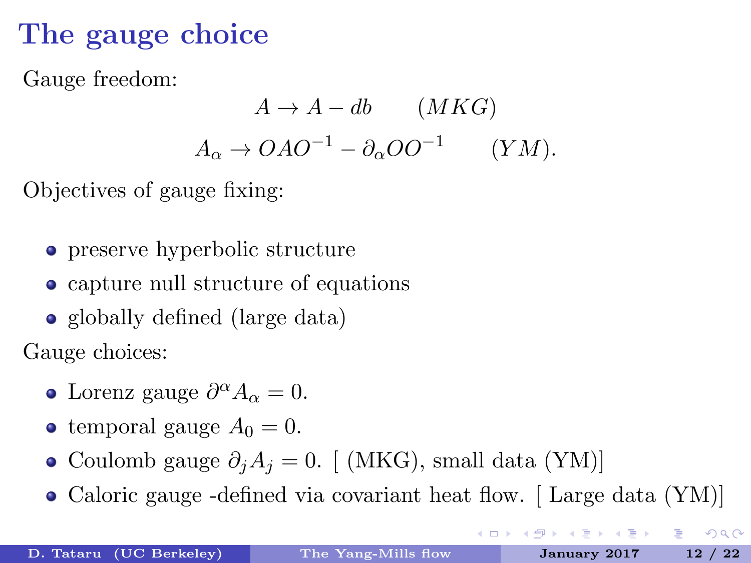# The gauge choice

Gauge freedom:

$$A \to A - db \qquad (MKG)$$

$$A_\alpha \to OAO^{-1} - \partial_\alpha O O^{-1} \qquad (YM).$$

Objectives of gauge fixing:

- preserve hyperbolic structure
- capture null structure of equations
- globally defined (large data)

Gauge choices:

- Lorenz gauge $\partial^\alpha A_\alpha = 0$.
- temporal gauge $A_0 = 0$.
- Coulomb gauge $\partial_j A_j = 0$. [ (MKG), small data (YM)]
- Caloric gauge -defined via covariant heat flow. [ Large data (YM)]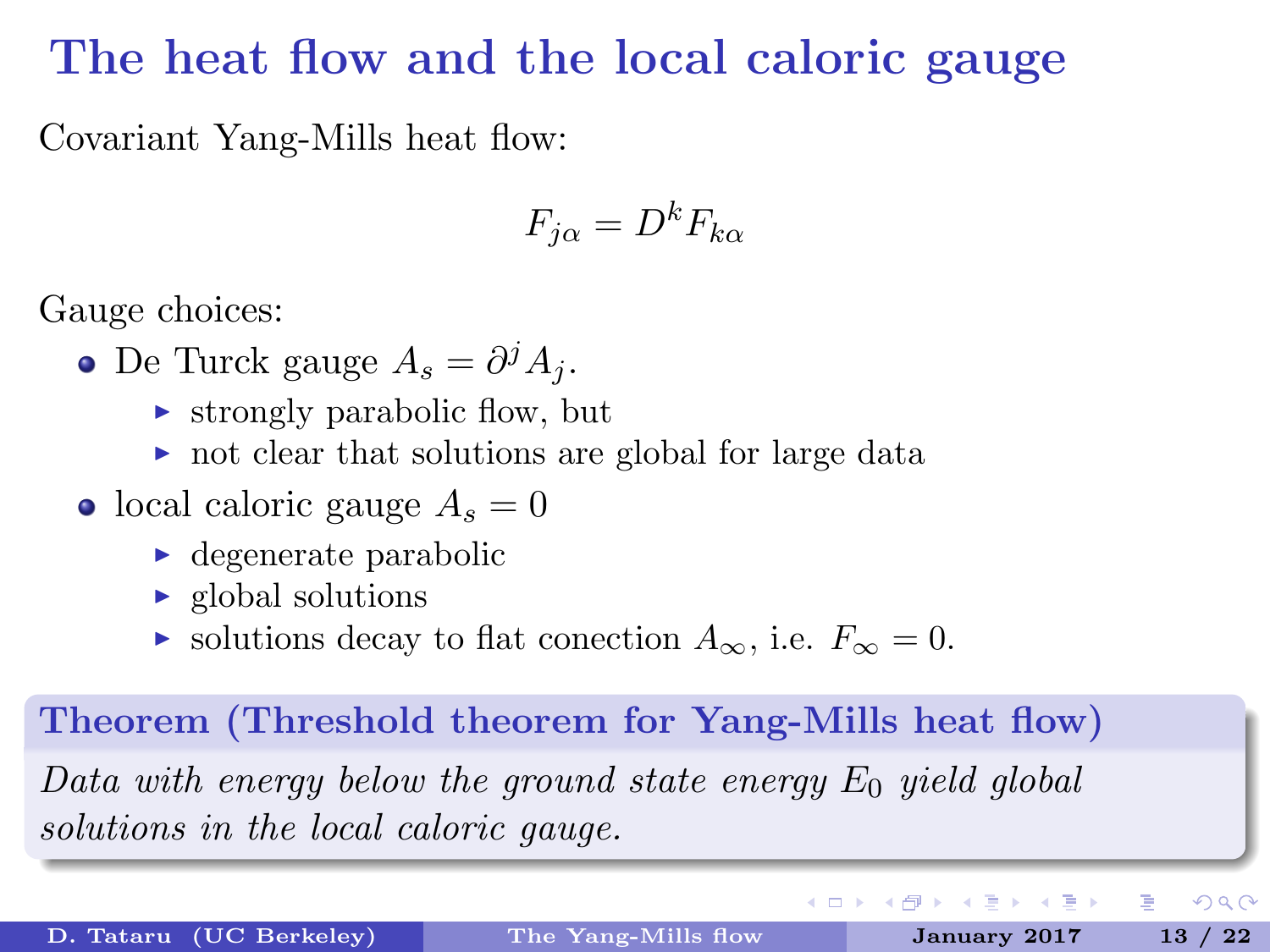# The heat flow and the local caloric gauge

Covariant Yang-Mills heat flow:

$$F_{j\alpha} = D^k F_{k\alpha}$$

Gauge choices:

- De Turck gauge $A_s = \partial^j A_j$.
  - strongly parabolic flow, but
  - not clear that solutions are global for large data
- local caloric gauge $A_s = 0$
  - degenerate parabolic
  - global solutions
  - solutions decay to flat conection $A_\infty$, i.e. $F_\infty = 0$.

**Theorem (Threshold theorem for Yang-Mills heat flow)**

*Data with energy below the ground state energy $E_0$ yield global solutions in the local caloric gauge.*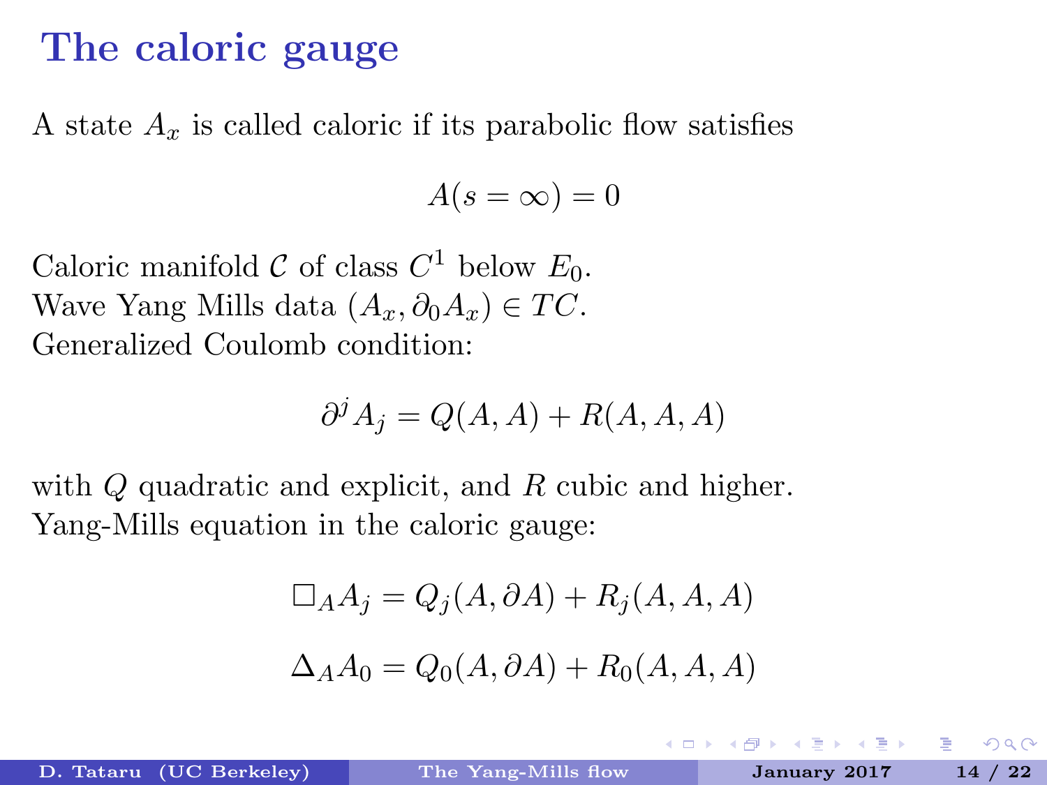# The caloric gauge

A state $A_x$ is called caloric if its parabolic flow satisfies

$$A(s = \infty) = 0$$

Caloric manifold $\mathcal{C}$ of class $C^1$ below $E_0$.
Wave Yang Mills data $(A_x, \partial_0 A_x) \in TC$.
Generalized Coulomb condition:

$$\partial^j A_j = Q(A, A) + R(A, A, A)$$

with $Q$ quadratic and explicit, and $R$ cubic and higher.
Yang-Mills equation in the caloric gauge:

$$\Box_A A_j = Q_j(A, \partial A) + R_j(A, A, A)$$

$$\Delta_A A_0 = Q_0(A, \partial A) + R_0(A, A, A)$$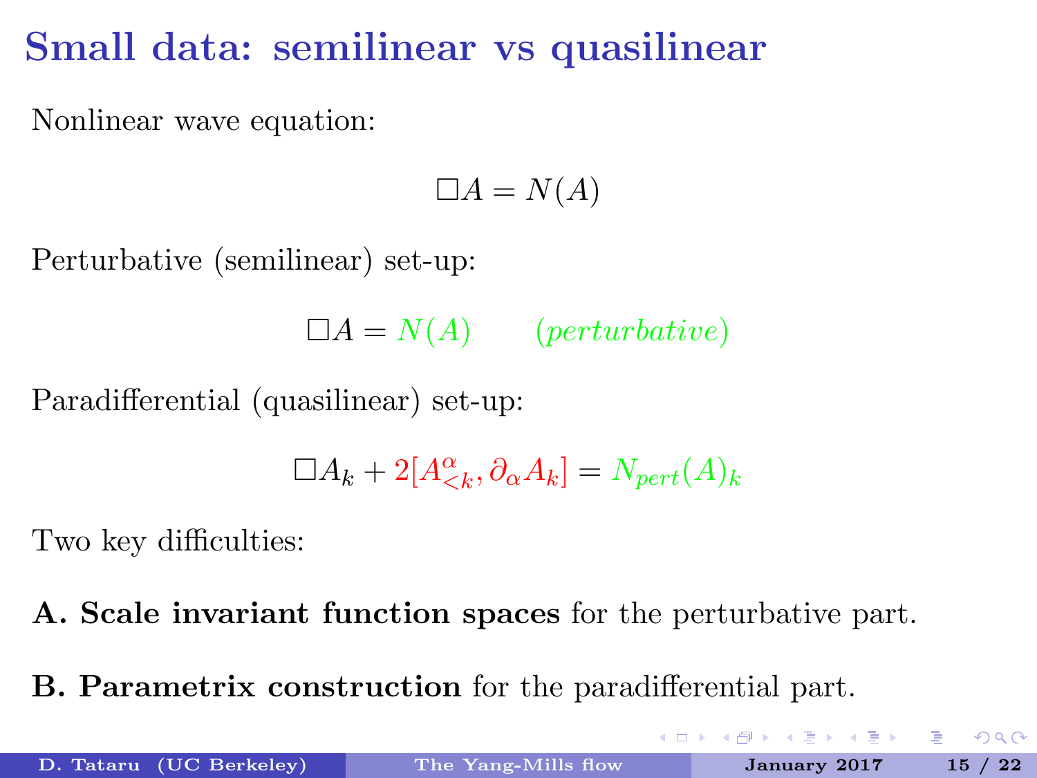# Small data: semilinear vs quasilinear

Nonlinear wave equation:

$$\Box A = N(A)$$

Perturbative (semilinear) set-up:

$$\Box A = N(A) \qquad (perturbative)$$

Paradifferential (quasilinear) set-up:

$$\Box A_k + 2[A^{\alpha}_{<k}, \partial_\alpha A_k] = N_{pert}(A)_k$$

Two key difficulties:

**A. Scale invariant function spaces** for the perturbative part.

**B. Parametrix construction** for the paradifferential part.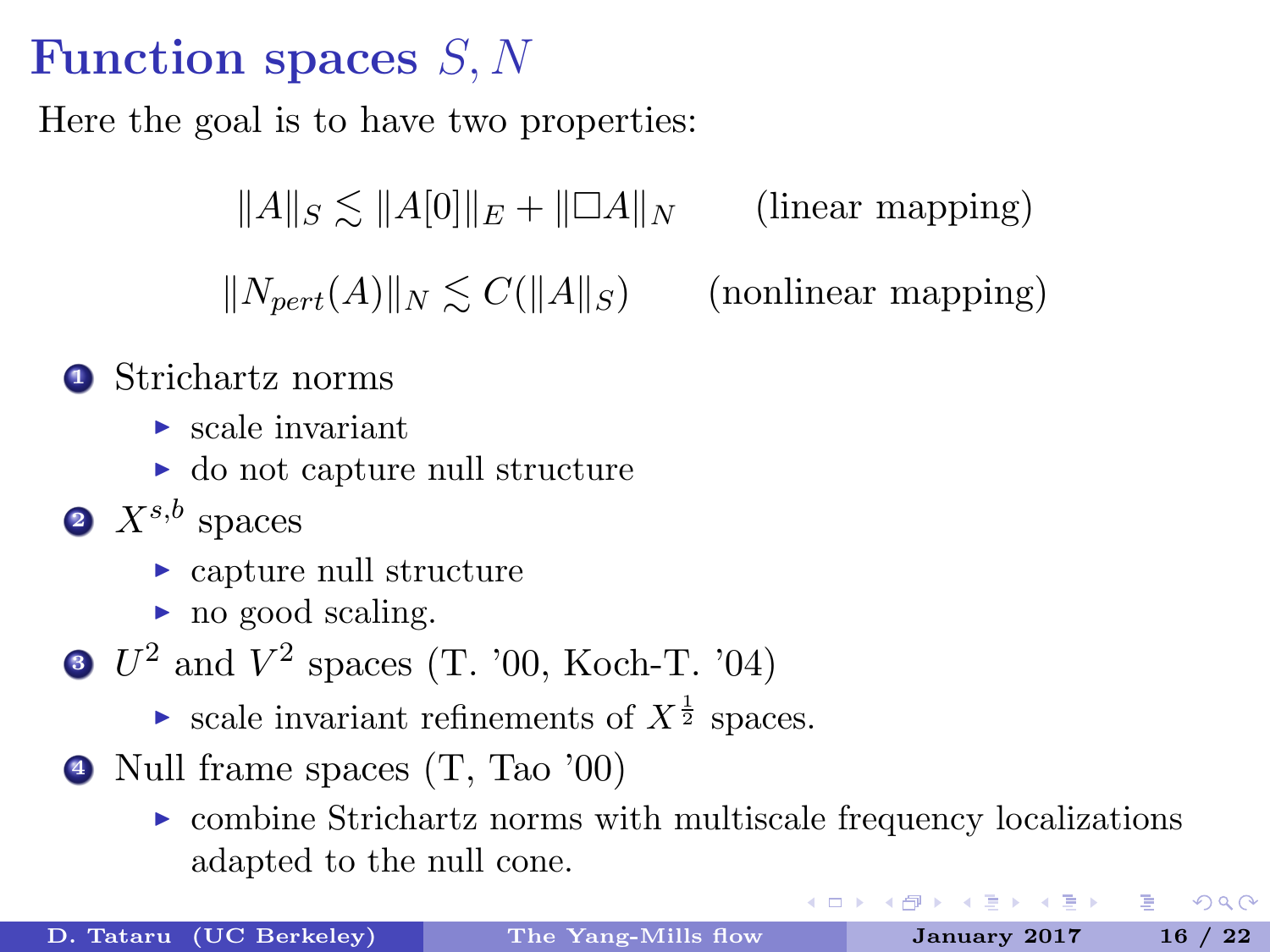# Function spaces $S, N$

Here the goal is to have two properties:

$$\|A\|_S \lesssim \|A[0]\|_E + \|\Box A\|_N \qquad \text{(linear mapping)}$$

$$\|N_{pert}(A)\|_N \lesssim C(\|A\|_S) \qquad \text{(nonlinear mapping)}$$

1. Strichartz norms
   - scale invariant
   - do not capture null structure
2. $X^{s,b}$ spaces
   - capture null structure
   - no good scaling.
3. $U^2$ and $V^2$ spaces (T. '00, Koch-T. '04)
   - scale invariant refinements of $X^{\frac{1}{2}}$ spaces.
4. Null frame spaces (T, Tao '00)
   - combine Strichartz norms with multiscale frequency localizations adapted to the null cone.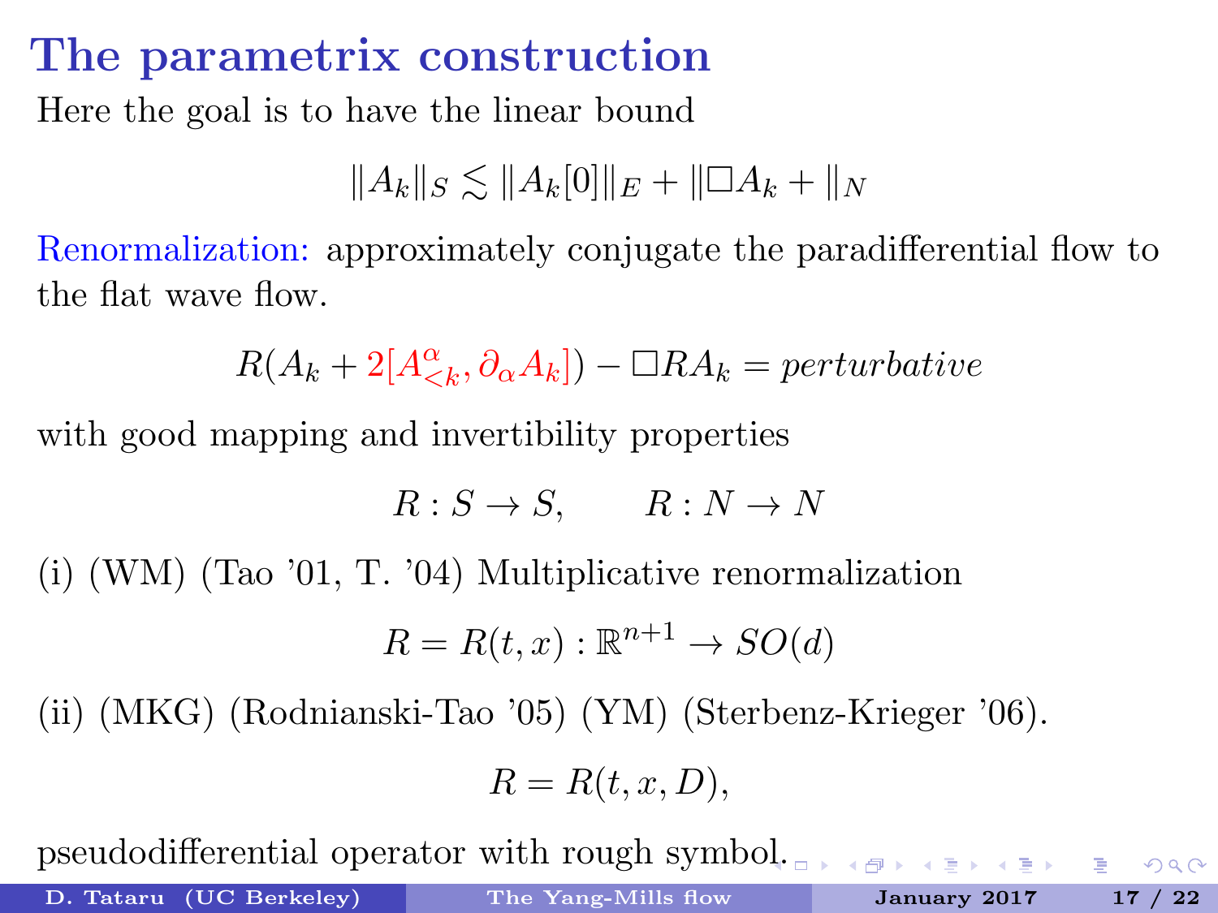# The parametrix construction

Here the goal is to have the linear bound

$$\|A_k\|_S \lesssim \|A_k[0]\|_E + \|\Box A_k + \|_N$$

Renormalization: approximately conjugate the paradifferential flow to the flat wave flow.

$$R(A_k + 2[A^\alpha_{<k}, \partial_\alpha A_k]) - \Box R A_k = \textit{perturbative}$$

with good mapping and invertibility properties

$$R : S \to S, \qquad R : N \to N$$

(i) (WM) (Tao '01, T. '04) Multiplicative renormalization

$$R = R(t,x) : \mathbb{R}^{n+1} \to SO(d)$$

(ii) (MKG) (Rodnianski-Tao '05) (YM) (Sterbenz-Krieger '06).

$$R = R(t,x,D),$$

pseudodifferential operator with rough symbol.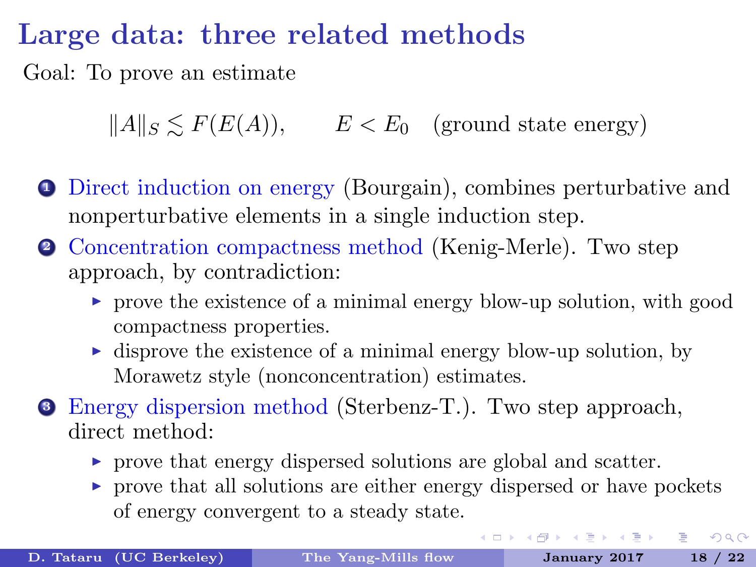# Large data: three related methods

Goal: To prove an estimate

$$\|A\|_S \lesssim F(E(A)), \qquad E < E_0 \quad \text{(ground state energy)}$$

1. Direct induction on energy (Bourgain), combines perturbative and nonperturbative elements in a single induction step.
2. Concentration compactness method (Kenig-Merle). Two step approach, by contradiction:
   - prove the existence of a minimal energy blow-up solution, with good compactness properties.
   - disprove the existence of a minimal energy blow-up solution, by Morawetz style (nonconcentration) estimates.
3. Energy dispersion method (Sterbenz-T.). Two step approach, direct method:
   - prove that energy dispersed solutions are global and scatter.
   - prove that all solutions are either energy dispersed or have pockets of energy convergent to a steady state.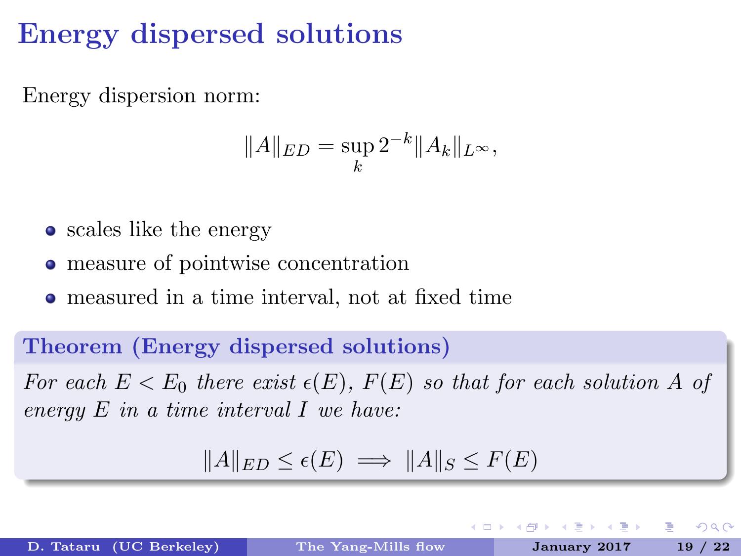# Energy dispersed solutions

Energy dispersion norm:

$$\|A\|_{ED} = \sup_k 2^{-k} \|A_k\|_{L^\infty},$$

- scales like the energy
- measure of pointwise concentration
- measured in a time interval, not at fixed time

**Theorem (Energy dispersed solutions)**

*For each $E < E_0$ there exist $\epsilon(E)$, $F(E)$ so that for each solution $A$ of energy $E$ in a time interval $I$ we have:*

$$\|A\|_{ED} \leq \epsilon(E) \implies \|A\|_S \leq F(E)$$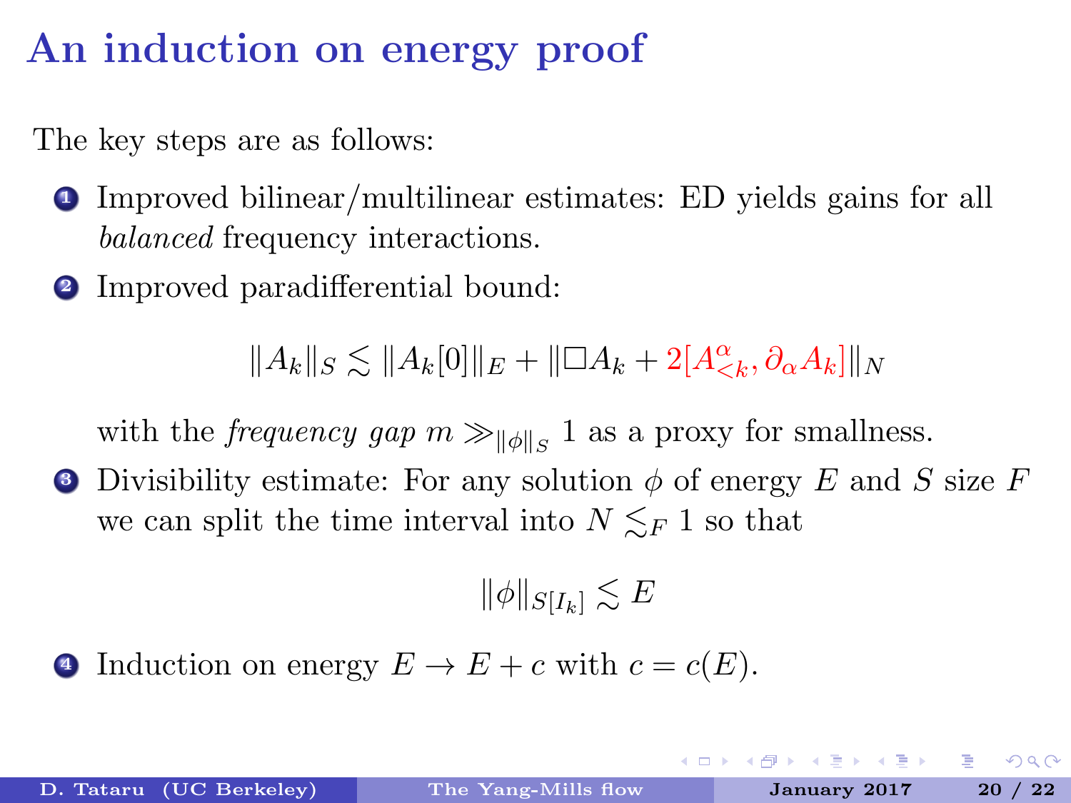# An induction on energy proof

The key steps are as follows:

1. Improved bilinear/multilinear estimates: ED yields gains for all *balanced* frequency interactions.
2. Improved paradifferential bound:

$$\|A_k\|_S \lesssim \|A_k[0]\|_E + \|\Box A_k + 2[A^\alpha_{<k}, \partial_\alpha A_k]\|_N$$

   with the *frequency gap* $m \gg_{\|\phi\|_S} 1$ as a proxy for smallness.

3. Divisibility estimate: For any solution $\phi$ of energy $E$ and $S$ size $F$ we can split the time interval into $N \lesssim_F 1$ so that

$$\|\phi\|_{S[I_k]} \lesssim E$$

4. Induction on energy $E \to E + c$ with $c = c(E)$.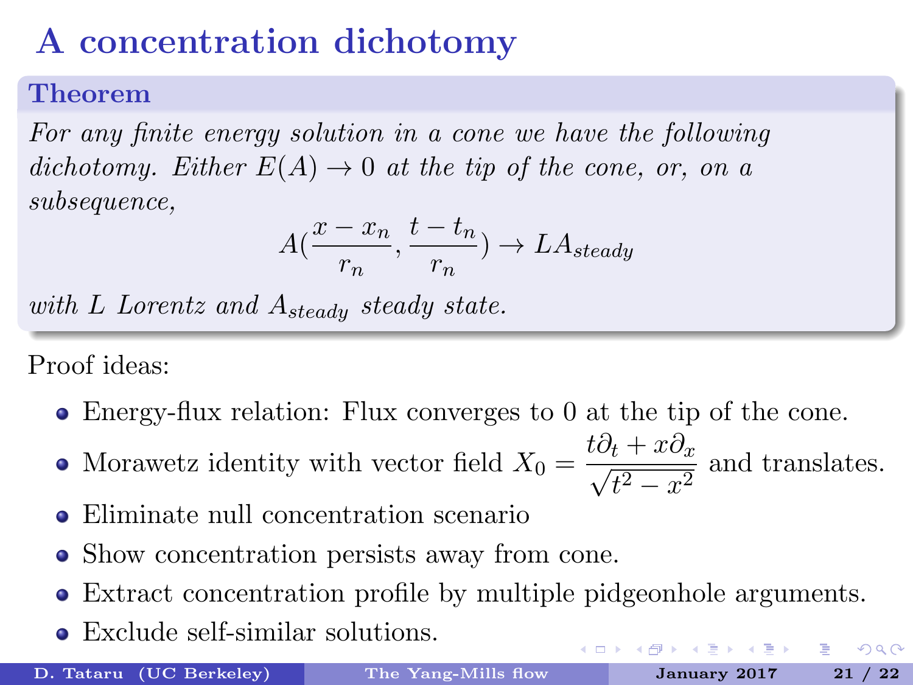# A concentration dichotomy

**Theorem**

*For any finite energy solution in a cone we have the following dichotomy. Either $E(A) \to 0$ at the tip of the cone, or, on a subsequence,*

$$A\left(\frac{x - x_n}{r_n}, \frac{t - t_n}{r_n}\right) \to L A_{steady}$$

*with $L$ Lorentz and $A_{steady}$ steady state.*

Proof ideas:

- Energy-flux relation: Flux converges to 0 at the tip of the cone.
- Morawetz identity with vector field $X_0 = \dfrac{t\partial_t + x\partial_x}{\sqrt{t^2 - x^2}}$ and translates.
- Eliminate null concentration scenario
- Show concentration persists away from cone.
- Extract concentration profile by multiple pidgeonhole arguments.
- Exclude self-similar solutions.